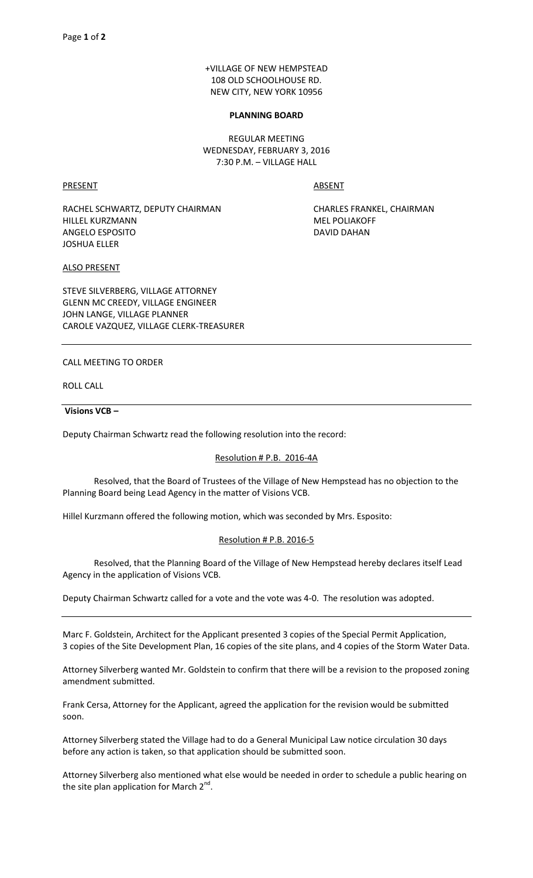+VILLAGE OF NEW HEMPSTEAD
108 OLD SCHOOLHOUSE RD.
NEW CITY, NEW YORK 10956

**PLANNING BOARD**

REGULAR MEETING
WEDNESDAY, FEBRUARY 3, 2016
7:30 P.M. – VILLAGE HALL

| PRESENT | ABSENT |
|---|---|
| RACHEL SCHWARTZ, DEPUTY CHAIRMAN | CHARLES FRANKEL, CHAIRMAN |
| HILLEL KURZMANN | MEL POLIAKOFF |
| ANGELO ESPOSITO | DAVID DAHAN |
| JOSHUA ELLER | |

ALSO PRESENT

STEVE SILVERBERG, VILLAGE ATTORNEY
GLENN MC CREEDY, VILLAGE ENGINEER
JOHN LANGE, VILLAGE PLANNER
CAROLE VAZQUEZ, VILLAGE CLERK-TREASURER

---

CALL MEETING TO ORDER

ROLL CALL

---

**Visions VCB –**

Deputy Chairman Schwartz read the following resolution into the record:

Resolution # P.B. 2016-4A

Resolved, that the Board of Trustees of the Village of New Hempstead has no objection to the Planning Board being Lead Agency in the matter of Visions VCB.

Hillel Kurzmann offered the following motion, which was seconded by Mrs. Esposito:

Resolution # P.B. 2016-5

Resolved, that the Planning Board of the Village of New Hempstead hereby declares itself Lead Agency in the application of Visions VCB.

Deputy Chairman Schwartz called for a vote and the vote was 4-0. The resolution was adopted.

---

Marc F. Goldstein, Architect for the Applicant presented 3 copies of the Special Permit Application, 3 copies of the Site Development Plan, 16 copies of the site plans, and 4 copies of the Storm Water Data.

Attorney Silverberg wanted Mr. Goldstein to confirm that there will be a revision to the proposed zoning amendment submitted.

Frank Cersa, Attorney for the Applicant, agreed the application for the revision would be submitted soon.

Attorney Silverberg stated the Village had to do a General Municipal Law notice circulation 30 days before any action is taken, so that application should be submitted soon.

Attorney Silverberg also mentioned what else would be needed in order to schedule a public hearing on the site plan application for March 2nd.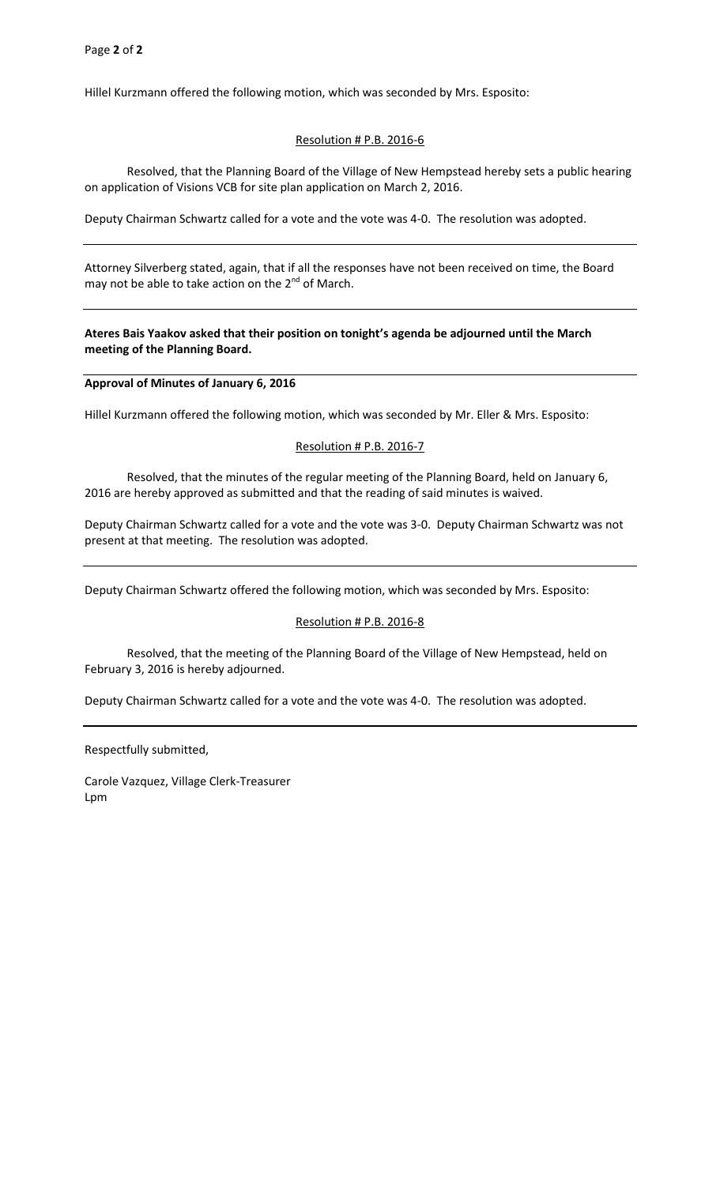Hillel Kurzmann offered the following motion, which was seconded by Mrs. Esposito:

Resolution # P.B. 2016-6

Resolved, that the Planning Board of the Village of New Hempstead hereby sets a public hearing on application of Visions VCB for site plan application on March 2, 2016.

Deputy Chairman Schwartz called for a vote and the vote was 4-0. The resolution was adopted.

---

Attorney Silverberg stated, again, that if all the responses have not been received on time, the Board may not be able to take action on the 2nd of March.

---

**Ateres Bais Yaakov asked that their position on tonight's agenda be adjourned until the March meeting of the Planning Board.**

---

**Approval of Minutes of January 6, 2016**

Hillel Kurzmann offered the following motion, which was seconded by Mr. Eller & Mrs. Esposito:

Resolution # P.B. 2016-7

Resolved, that the minutes of the regular meeting of the Planning Board, held on January 6, 2016 are hereby approved as submitted and that the reading of said minutes is waived.

Deputy Chairman Schwartz called for a vote and the vote was 3-0. Deputy Chairman Schwartz was not present at that meeting. The resolution was adopted.

---

Deputy Chairman Schwartz offered the following motion, which was seconded by Mrs. Esposito:

Resolution # P.B. 2016-8

Resolved, that the meeting of the Planning Board of the Village of New Hempstead, held on February 3, 2016 is hereby adjourned.

Deputy Chairman Schwartz called for a vote and the vote was 4-0. The resolution was adopted.

---

Respectfully submitted,

Carole Vazquez, Village Clerk-Treasurer
Lpm